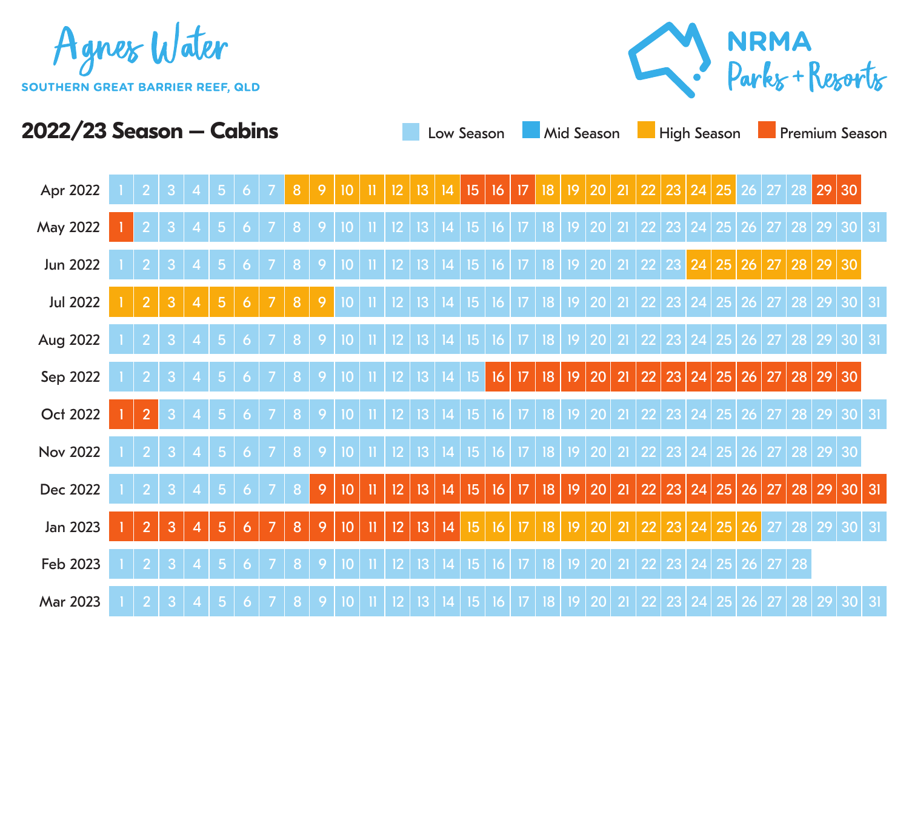# Agnes Water

**SOUTHERN GREAT BARRIER REEF, QLD**

**NRMA Parks + Resorts**

## 2022/23 Season — Cabins

Legend: Low Season, Mid Season, High Season, Premium Season

| Month | Low Season | Mid Season | High Season | Premium Season |
|---|---|---|---|---|
| Apr 2022 | 1–7, 26–28 | | 8–14, 18–25 | 15–17, 29–30 |
| May 2022 | 2–31 | | | 1 |
| Jun 2022 | 1–23 | | 24–30 | |
| Jul 2022 | 10–31 | | 1–9 | |
| Aug 2022 | 1–31 | | | |
| Sep 2022 | 1–15 | | | 16–30 |
| Oct 2022 | 3–31 | | | 1–2 |
| Nov 2022 | 1–30 | | | |
| Dec 2022 | 1–8 | | | 9–31 |
| Jan 2023 | 27–31 | | 15–26 | 1–14 |
| Feb 2023 | 1–28 | | | |
| Mar 2023 | 1–31 | | | |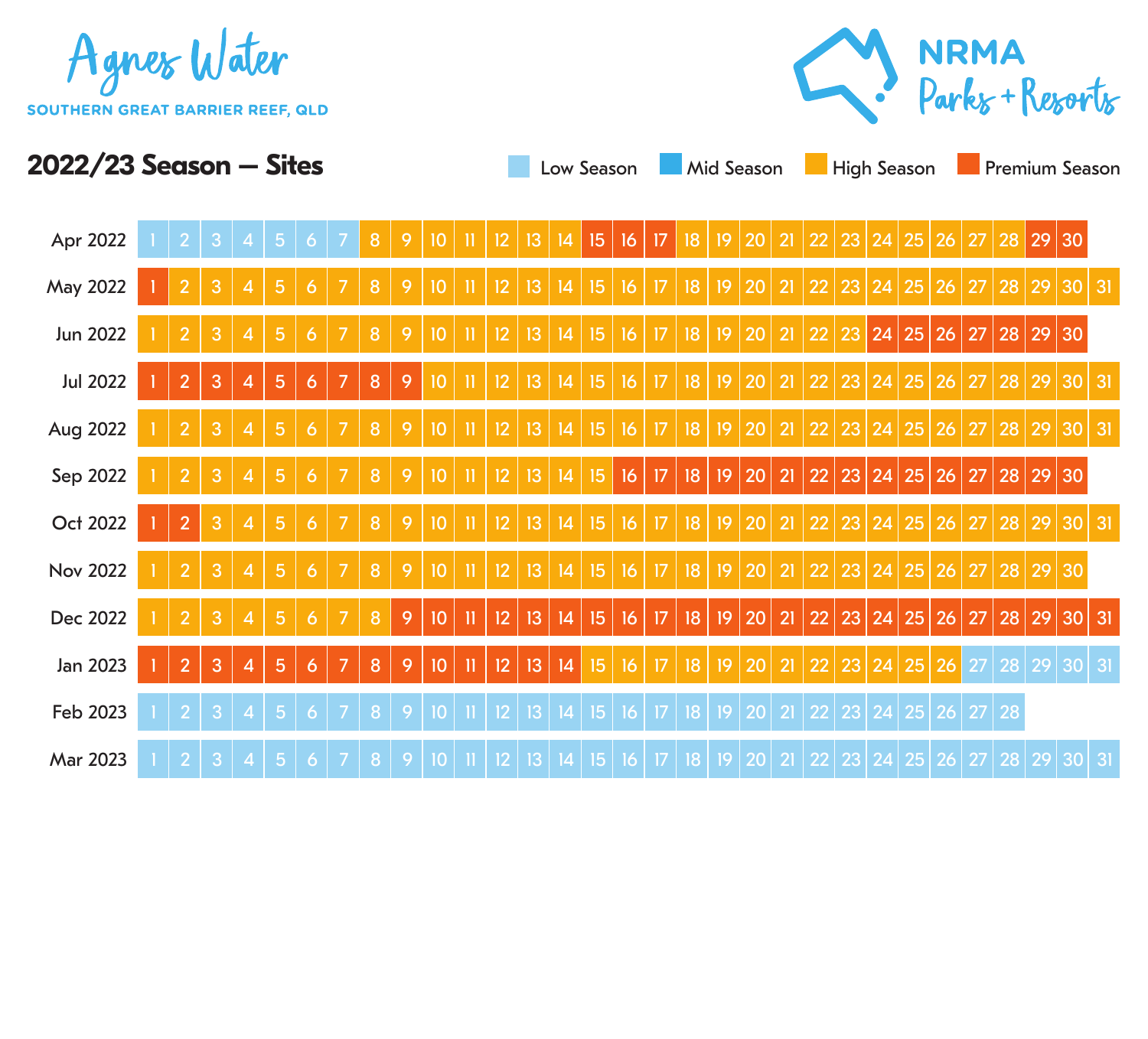# Agnes Water

SOUTHERN GREAT BARRIER REEF, QLD

NRMA Parks + Resorts

## 2022/23 Season – Sites

Low Season · Mid Season · High Season · Premium Season

| | | | | | | | | | | | | | | | | | | | | | | | | | | | | | | | |
|---|---|---|---|---|---|---|---|---|---|---|---|---|---|---|---|---|---|---|---|---|---|---|---|---|---|---|---|---|---|---|---|
| Apr 2022 | 1 | 2 | 3 | 4 | 5 | 6 | 7 | 8 | 9 | 10 | 11 | 12 | 13 | 14 | 15 | 16 | 17 | 18 | 19 | 20 | 21 | 22 | 23 | 24 | 25 | 26 | 27 | 28 | 29 | 30 | |
| May 2022 | 1 | 2 | 3 | 4 | 5 | 6 | 7 | 8 | 9 | 10 | 11 | 12 | 13 | 14 | 15 | 16 | 17 | 18 | 19 | 20 | 21 | 22 | 23 | 24 | 25 | 26 | 27 | 28 | 29 | 30 | 31 |
| Jun 2022 | 1 | 2 | 3 | 4 | 5 | 6 | 7 | 8 | 9 | 10 | 11 | 12 | 13 | 14 | 15 | 16 | 17 | 18 | 19 | 20 | 21 | 22 | 23 | 24 | 25 | 26 | 27 | 28 | 29 | 30 | |
| Jul 2022 | 1 | 2 | 3 | 4 | 5 | 6 | 7 | 8 | 9 | 10 | 11 | 12 | 13 | 14 | 15 | 16 | 17 | 18 | 19 | 20 | 21 | 22 | 23 | 24 | 25 | 26 | 27 | 28 | 29 | 30 | 31 |
| Aug 2022 | 1 | 2 | 3 | 4 | 5 | 6 | 7 | 8 | 9 | 10 | 11 | 12 | 13 | 14 | 15 | 16 | 17 | 18 | 19 | 20 | 21 | 22 | 23 | 24 | 25 | 26 | 27 | 28 | 29 | 30 | 31 |
| Sep 2022 | 1 | 2 | 3 | 4 | 5 | 6 | 7 | 8 | 9 | 10 | 11 | 12 | 13 | 14 | 15 | 16 | 17 | 18 | 19 | 20 | 21 | 22 | 23 | 24 | 25 | 26 | 27 | 28 | 29 | 30 | |
| Oct 2022 | 1 | 2 | 3 | 4 | 5 | 6 | 7 | 8 | 9 | 10 | 11 | 12 | 13 | 14 | 15 | 16 | 17 | 18 | 19 | 20 | 21 | 22 | 23 | 24 | 25 | 26 | 27 | 28 | 29 | 30 | 31 |
| Nov 2022 | 1 | 2 | 3 | 4 | 5 | 6 | 7 | 8 | 9 | 10 | 11 | 12 | 13 | 14 | 15 | 16 | 17 | 18 | 19 | 20 | 21 | 22 | 23 | 24 | 25 | 26 | 27 | 28 | 29 | 30 | |
| Dec 2022 | 1 | 2 | 3 | 4 | 5 | 6 | 7 | 8 | 9 | 10 | 11 | 12 | 13 | 14 | 15 | 16 | 17 | 18 | 19 | 20 | 21 | 22 | 23 | 24 | 25 | 26 | 27 | 28 | 29 | 30 | 31 |
| Jan 2023 | 1 | 2 | 3 | 4 | 5 | 6 | 7 | 8 | 9 | 10 | 11 | 12 | 13 | 14 | 15 | 16 | 17 | 18 | 19 | 20 | 21 | 22 | 23 | 24 | 25 | 26 | 27 | 28 | 29 | 30 | 31 |
| Feb 2023 | 1 | 2 | 3 | 4 | 5 | 6 | 7 | 8 | 9 | 10 | 11 | 12 | 13 | 14 | 15 | 16 | 17 | 18 | 19 | 20 | 21 | 22 | 23 | 24 | 25 | 26 | 27 | 28 | | | |
| Mar 2023 | 1 | 2 | 3 | 4 | 5 | 6 | 7 | 8 | 9 | 10 | 11 | 12 | 13 | 14 | 15 | 16 | 17 | 18 | 19 | 20 | 21 | 22 | 23 | 24 | 25 | 26 | 27 | 28 | 29 | 30 | 31 |